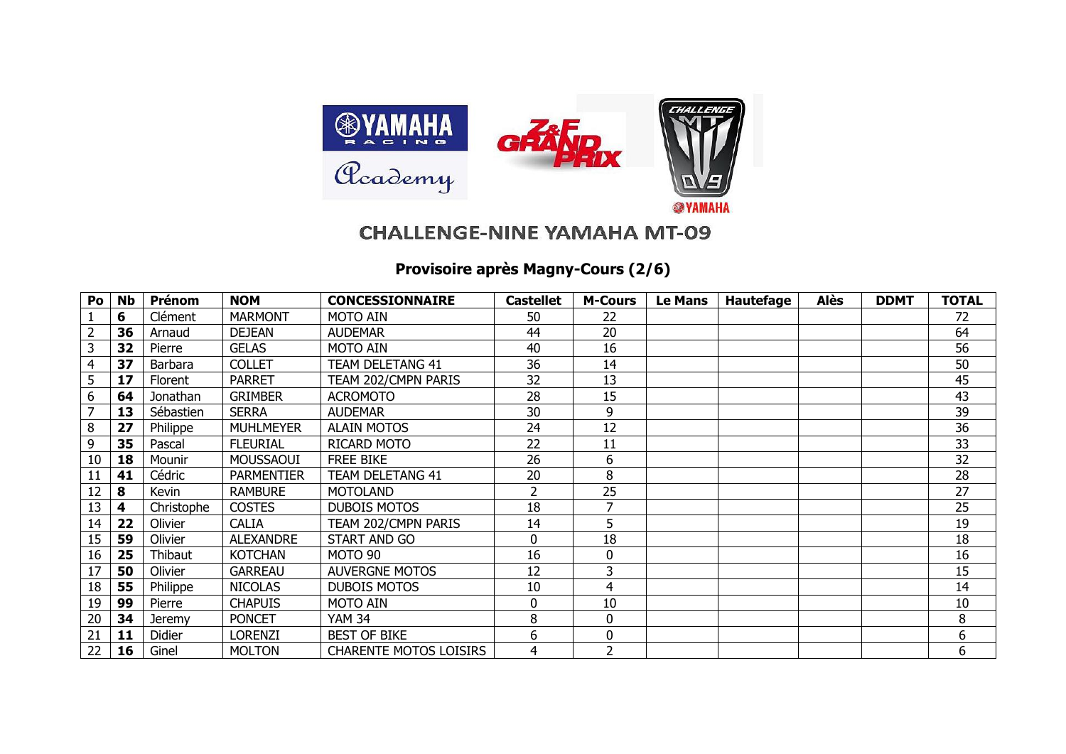## CHALLENGE-NINE YAMAHA MT-09

### Provisoire après Magny-Cours (2/6)

| Po | Nb | Prénom | NOM | CONCESSIONNAIRE | Castellet | M-Cours | Le Mans | Hautefage | Alès | DDMT | TOTAL |
|---|---|---|---|---|---|---|---|---|---|---|---|
| 1 | **6** | Clément | MARMONT | MOTO AIN | 50 | 22 | | | | | 72 |
| 2 | **36** | Arnaud | DEJEAN | AUDEMAR | 44 | 20 | | | | | 64 |
| 3 | **32** | Pierre | GELAS | MOTO AIN | 40 | 16 | | | | | 56 |
| 4 | **37** | Barbara | COLLET | TEAM DELETANG 41 | 36 | 14 | | | | | 50 |
| 5 | **17** | Florent | PARRET | TEAM 202/CMPN PARIS | 32 | 13 | | | | | 45 |
| 6 | **64** | Jonathan | GRIMBER | ACROMOTO | 28 | 15 | | | | | 43 |
| 7 | **13** | Sébastien | SERRA | AUDEMAR | 30 | 9 | | | | | 39 |
| 8 | **27** | Philippe | MUHLMEYER | ALAIN MOTOS | 24 | 12 | | | | | 36 |
| 9 | **35** | Pascal | FLEURIAL | RICARD MOTO | 22 | 11 | | | | | 33 |
| 10 | **18** | Mounir | MOUSSAOUI | FREE BIKE | 26 | 6 | | | | | 32 |
| 11 | **41** | Cédric | PARMENTIER | TEAM DELETANG 41 | 20 | 8 | | | | | 28 |
| 12 | **8** | Kevin | RAMBURE | MOTOLAND | 2 | 25 | | | | | 27 |
| 13 | **4** | Christophe | COSTES | DUBOIS MOTOS | 18 | 7 | | | | | 25 |
| 14 | **22** | Olivier | CALIA | TEAM 202/CMPN PARIS | 14 | 5 | | | | | 19 |
| 15 | **59** | Olivier | ALEXANDRE | START AND GO | 0 | 18 | | | | | 18 |
| 16 | **25** | Thibaut | KOTCHAN | MOTO 90 | 16 | 0 | | | | | 16 |
| 17 | **50** | Olivier | GARREAU | AUVERGNE MOTOS | 12 | 3 | | | | | 15 |
| 18 | **55** | Philippe | NICOLAS | DUBOIS MOTOS | 10 | 4 | | | | | 14 |
| 19 | **99** | Pierre | CHAPUIS | MOTO AIN | 0 | 10 | | | | | 10 |
| 20 | **34** | Jeremy | PONCET | YAM 34 | 8 | 0 | | | | | 8 |
| 21 | **11** | Didier | LORENZI | BEST OF BIKE | 6 | 0 | | | | | 6 |
| 22 | **16** | Ginel | MOLTON | CHARENTE MOTOS LOISIRS | 4 | 2 | | | | | 6 |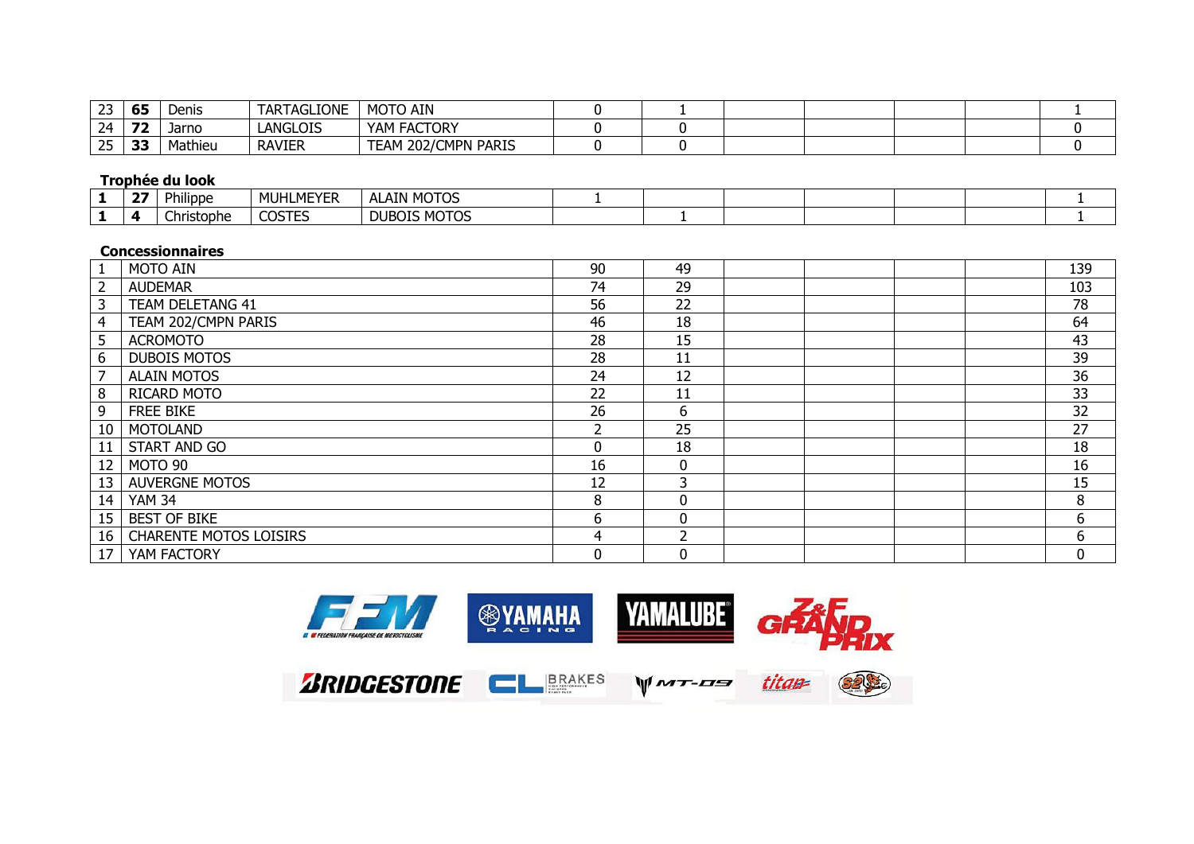| | | | | | | | | | | | |
|---|---|---|---|---|---|---|---|---|---|---|---|
| 23 | **65** | Denis | TARTAGLIONE | MOTO AIN | 0 | 1 | | | | | 1 |
| 24 | **72** | Jarno | LANGLOIS | YAM FACTORY | 0 | 0 | | | | | 0 |
| 25 | **33** | Mathieu | RAVIER | TEAM 202/CMPN PARIS | 0 | 0 | | | | | 0 |

**Trophée du look**

| | | | | | | | | | | | |
|---|---|---|---|---|---|---|---|---|---|---|---|
| **1** | **27** | Philippe | MUHLMEYER | ALAIN MOTOS | 1 | | | | | | 1 |
| **1** | **4** | Christophe | COSTES | DUBOIS MOTOS | | 1 | | | | | 1 |

**Concessionnaires**

| | | | | | | | | |
|---|---|---|---|---|---|---|---|---|
| 1 | MOTO AIN | 90 | 49 | | | | | 139 |
| 2 | AUDEMAR | 74 | 29 | | | | | 103 |
| 3 | TEAM DELETANG 41 | 56 | 22 | | | | | 78 |
| 4 | TEAM 202/CMPN PARIS | 46 | 18 | | | | | 64 |
| 5 | ACROMOTO | 28 | 15 | | | | | 43 |
| 6 | DUBOIS MOTOS | 28 | 11 | | | | | 39 |
| 7 | ALAIN MOTOS | 24 | 12 | | | | | 36 |
| 8 | RICARD MOTO | 22 | 11 | | | | | 33 |
| 9 | FREE BIKE | 26 | 6 | | | | | 32 |
| 10 | MOTOLAND | 2 | 25 | | | | | 27 |
| 11 | START AND GO | 0 | 18 | | | | | 18 |
| 12 | MOTO 90 | 16 | 0 | | | | | 16 |
| 13 | AUVERGNE MOTOS | 12 | 3 | | | | | 15 |
| 14 | YAM 34 | 8 | 0 | | | | | 8 |
| 15 | BEST OF BIKE | 6 | 0 | | | | | 6 |
| 16 | CHARENTE MOTOS LOISIRS | 4 | 2 | | | | | 6 |
| 17 | YAM FACTORY | 0 | 0 | | | | | 0 |